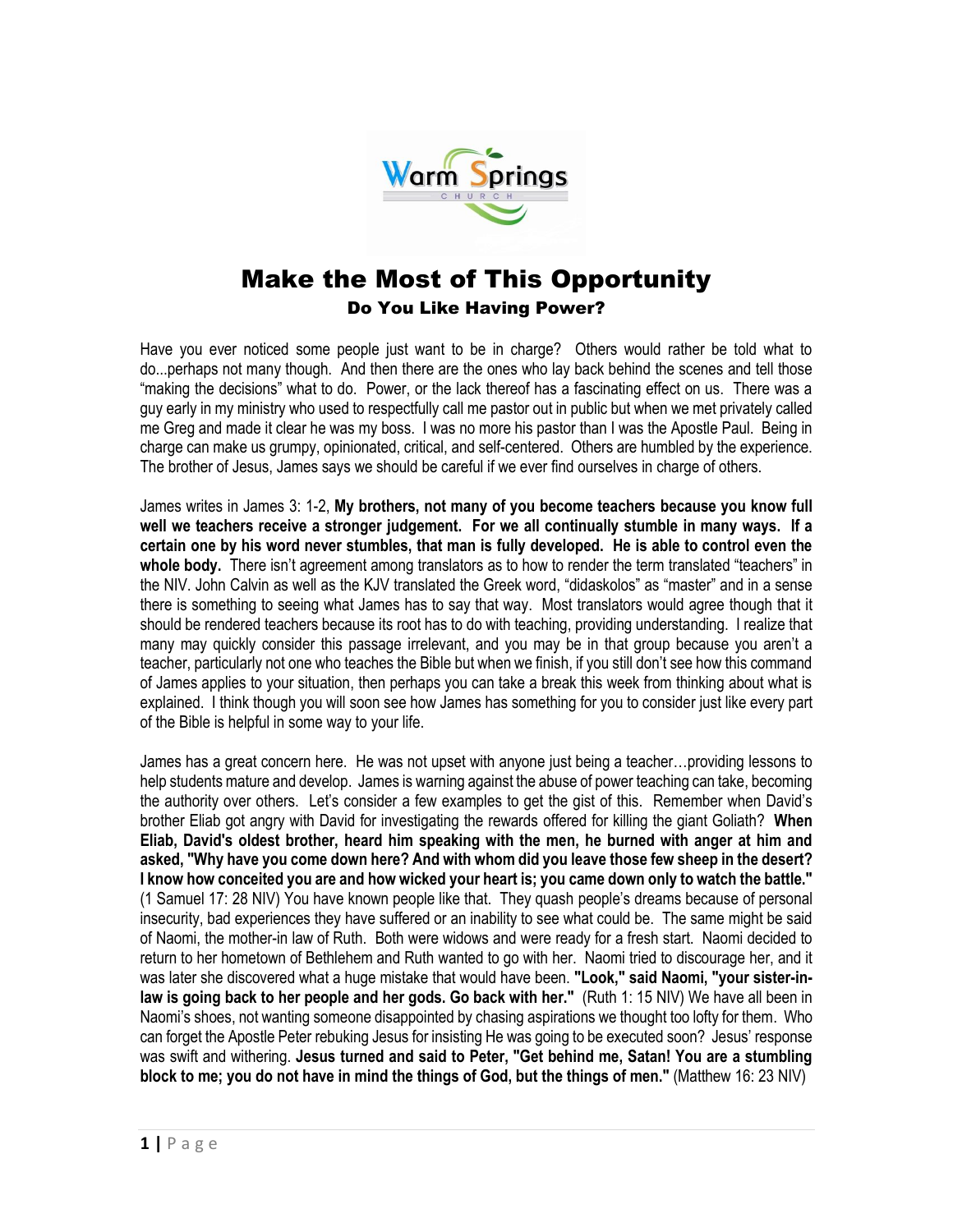# Make the Most of This Opportunity

## Do You Like Having Power?

Have you ever noticed some people just want to be in charge? Others would rather be told what to do...perhaps not many though. And then there are the ones who lay back behind the scenes and tell those "making the decisions" what to do. Power, or the lack thereof has a fascinating effect on us. There was a guy early in my ministry who used to respectfully call me pastor out in public but when we met privately called me Greg and made it clear he was my boss. I was no more his pastor than I was the Apostle Paul. Being in charge can make us grumpy, opinionated, critical, and self-centered. Others are humbled by the experience. The brother of Jesus, James says we should be careful if we ever find ourselves in charge of others.

James writes in James 3: 1-2, **My brothers, not many of you become teachers because you know full well we teachers receive a stronger judgement. For we all continually stumble in many ways. If a certain one by his word never stumbles, that man is fully developed. He is able to control even the whole body.** There isn't agreement among translators as to how to render the term translated "teachers" in the NIV. John Calvin as well as the KJV translated the Greek word, "didaskolos" as "master" and in a sense there is something to seeing what James has to say that way. Most translators would agree though that it should be rendered teachers because its root has to do with teaching, providing understanding. I realize that many may quickly consider this passage irrelevant, and you may be in that group because you aren't a teacher, particularly not one who teaches the Bible but when we finish, if you still don't see how this command of James applies to your situation, then perhaps you can take a break this week from thinking about what is explained. I think though you will soon see how James has something for you to consider just like every part of the Bible is helpful in some way to your life.

James has a great concern here. He was not upset with anyone just being a teacher…providing lessons to help students mature and develop. James is warning against the abuse of power teaching can take, becoming the authority over others. Let's consider a few examples to get the gist of this. Remember when David's brother Eliab got angry with David for investigating the rewards offered for killing the giant Goliath? **When Eliab, David's oldest brother, heard him speaking with the men, he burned with anger at him and asked, "Why have you come down here? And with whom did you leave those few sheep in the desert? I know how conceited you are and how wicked your heart is; you came down only to watch the battle."** (1 Samuel 17: 28 NIV) You have known people like that. They quash people's dreams because of personal insecurity, bad experiences they have suffered or an inability to see what could be. The same might be said of Naomi, the mother-in law of Ruth. Both were widows and were ready for a fresh start. Naomi decided to return to her hometown of Bethlehem and Ruth wanted to go with her. Naomi tried to discourage her, and it was later she discovered what a huge mistake that would have been. **"Look," said Naomi, "your sister-in-law is going back to her people and her gods. Go back with her."** (Ruth 1: 15 NIV) We have all been in Naomi's shoes, not wanting someone disappointed by chasing aspirations we thought too lofty for them. Who can forget the Apostle Peter rebuking Jesus for insisting He was going to be executed soon? Jesus' response was swift and withering. **Jesus turned and said to Peter, "Get behind me, Satan! You are a stumbling block to me; you do not have in mind the things of God, but the things of men."** (Matthew 16: 23 NIV)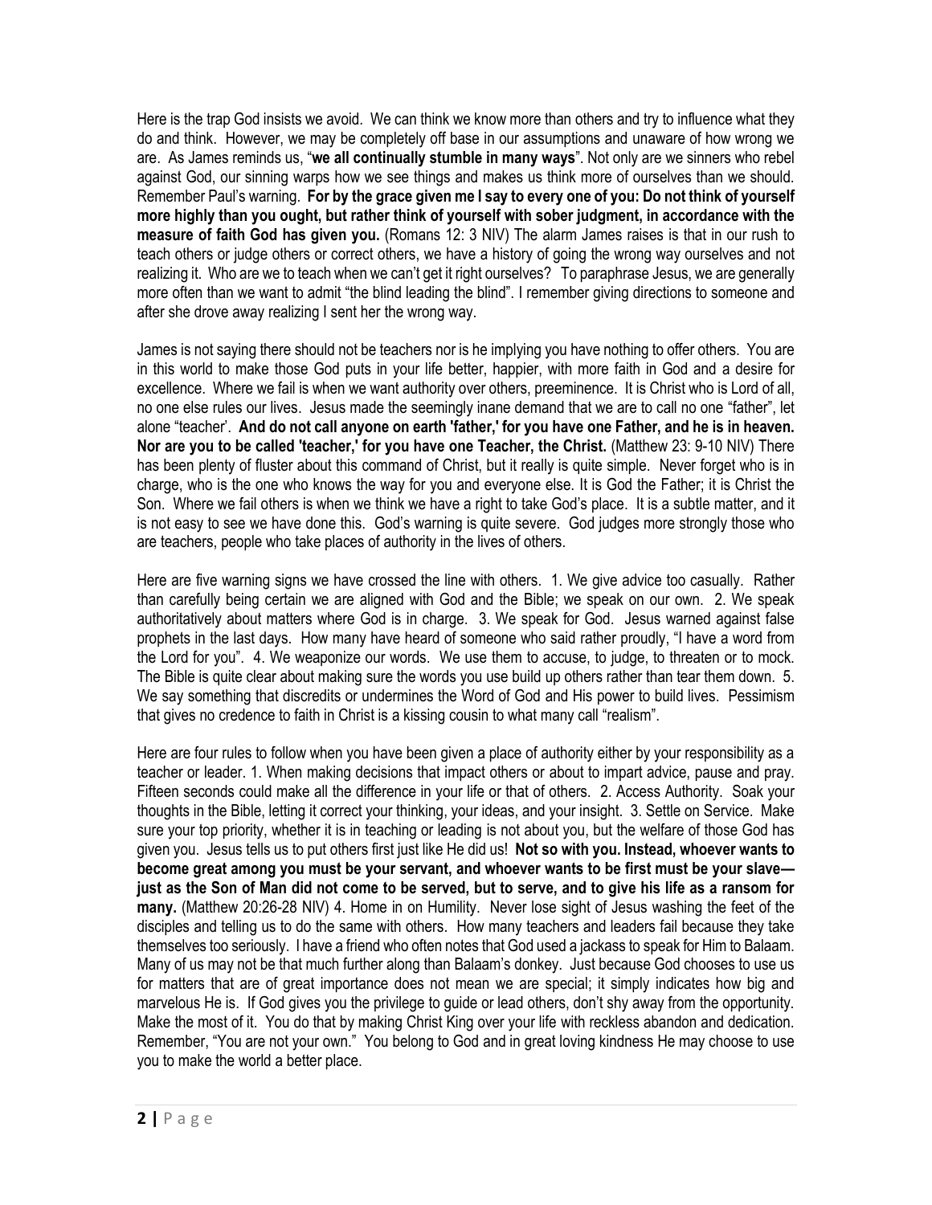Here is the trap God insists we avoid. We can think we know more than others and try to influence what they do and think. However, we may be completely off base in our assumptions and unaware of how wrong we are. As James reminds us, "**we all continually stumble in many ways**". Not only are we sinners who rebel against God, our sinning warps how we see things and makes us think more of ourselves than we should. Remember Paul's warning. **For by the grace given me I say to every one of you: Do not think of yourself more highly than you ought, but rather think of yourself with sober judgment, in accordance with the measure of faith God has given you.** (Romans 12: 3 NIV) The alarm James raises is that in our rush to teach others or judge others or correct others, we have a history of going the wrong way ourselves and not realizing it. Who are we to teach when we can't get it right ourselves? To paraphrase Jesus, we are generally more often than we want to admit "the blind leading the blind". I remember giving directions to someone and after she drove away realizing I sent her the wrong way.

James is not saying there should not be teachers nor is he implying you have nothing to offer others. You are in this world to make those God puts in your life better, happier, with more faith in God and a desire for excellence. Where we fail is when we want authority over others, preeminence. It is Christ who is Lord of all, no one else rules our lives. Jesus made the seemingly inane demand that we are to call no one "father", let alone "teacher'. **And do not call anyone on earth 'father,' for you have one Father, and he is in heaven. Nor are you to be called 'teacher,' for you have one Teacher, the Christ.** (Matthew 23: 9-10 NIV) There has been plenty of fluster about this command of Christ, but it really is quite simple. Never forget who is in charge, who is the one who knows the way for you and everyone else. It is God the Father; it is Christ the Son. Where we fail others is when we think we have a right to take God's place. It is a subtle matter, and it is not easy to see we have done this. God's warning is quite severe. God judges more strongly those who are teachers, people who take places of authority in the lives of others.

Here are five warning signs we have crossed the line with others. 1. We give advice too casually. Rather than carefully being certain we are aligned with God and the Bible; we speak on our own. 2. We speak authoritatively about matters where God is in charge. 3. We speak for God. Jesus warned against false prophets in the last days. How many have heard of someone who said rather proudly, "I have a word from the Lord for you". 4. We weaponize our words. We use them to accuse, to judge, to threaten or to mock. The Bible is quite clear about making sure the words you use build up others rather than tear them down. 5. We say something that discredits or undermines the Word of God and His power to build lives. Pessimism that gives no credence to faith in Christ is a kissing cousin to what many call "realism".

Here are four rules to follow when you have been given a place of authority either by your responsibility as a teacher or leader. 1. When making decisions that impact others or about to impart advice, pause and pray. Fifteen seconds could make all the difference in your life or that of others. 2. Access Authority. Soak your thoughts in the Bible, letting it correct your thinking, your ideas, and your insight. 3. Settle on Service. Make sure your top priority, whether it is in teaching or leading is not about you, but the welfare of those God has given you. Jesus tells us to put others first just like He did us! **Not so with you. Instead, whoever wants to become great among you must be your servant, and whoever wants to be first must be your slave—just as the Son of Man did not come to be served, but to serve, and to give his life as a ransom for many.** (Matthew 20:26-28 NIV) 4. Home in on Humility. Never lose sight of Jesus washing the feet of the disciples and telling us to do the same with others. How many teachers and leaders fail because they take themselves too seriously. I have a friend who often notes that God used a jackass to speak for Him to Balaam. Many of us may not be that much further along than Balaam's donkey. Just because God chooses to use us for matters that are of great importance does not mean we are special; it simply indicates how big and marvelous He is. If God gives you the privilege to guide or lead others, don't shy away from the opportunity. Make the most of it. You do that by making Christ King over your life with reckless abandon and dedication. Remember, "You are not your own." You belong to God and in great loving kindness He may choose to use you to make the world a better place.